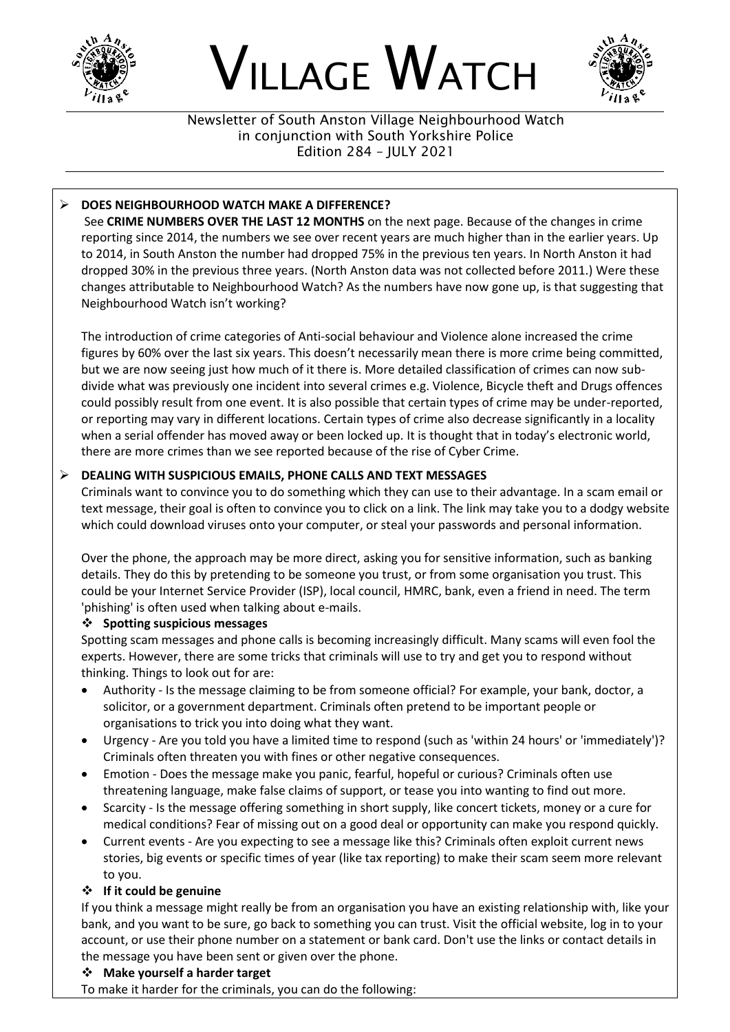# VILLAGE WATCH

Newsletter of South Anston Village Neighbourhood Watch
in conjunction with South Yorkshire Police
Edition 284 – JULY 2021

- **DOES NEIGHBOURHOOD WATCH MAKE A DIFFERENCE?**

See **CRIME NUMBERS OVER THE LAST 12 MONTHS** on the next page. Because of the changes in crime reporting since 2014, the numbers we see over recent years are much higher than in the earlier years. Up to 2014, in South Anston the number had dropped 75% in the previous ten years. In North Anston it had dropped 30% in the previous three years. (North Anston data was not collected before 2011.) Were these changes attributable to Neighbourhood Watch? As the numbers have now gone up, is that suggesting that Neighbourhood Watch isn't working?

The introduction of crime categories of Anti-social behaviour and Violence alone increased the crime figures by 60% over the last six years. This doesn't necessarily mean there is more crime being committed, but we are now seeing just how much of it there is. More detailed classification of crimes can now sub-divide what was previously one incident into several crimes e.g. Violence, Bicycle theft and Drugs offences could possibly result from one event. It is also possible that certain types of crime may be under-reported, or reporting may vary in different locations. Certain types of crime also decrease significantly in a locality when a serial offender has moved away or been locked up. It is thought that in today's electronic world, there are more crimes than we see reported because of the rise of Cyber Crime.

- **DEALING WITH SUSPICIOUS EMAILS, PHONE CALLS AND TEXT MESSAGES**

Criminals want to convince you to do something which they can use to their advantage. In a scam email or text message, their goal is often to convince you to click on a link. The link may take you to a dodgy website which could download viruses onto your computer, or steal your passwords and personal information.

Over the phone, the approach may be more direct, asking you for sensitive information, such as banking details. They do this by pretending to be someone you trust, or from some organisation you trust. This could be your Internet Service Provider (ISP), local council, HMRC, bank, even a friend in need. The term 'phishing' is often used when talking about e-mails.

- **Spotting suspicious messages**

Spotting scam messages and phone calls is becoming increasingly difficult. Many scams will even fool the experts. However, there are some tricks that criminals will use to try and get you to respond without thinking. Things to look out for are:

- Authority - Is the message claiming to be from someone official? For example, your bank, doctor, a solicitor, or a government department. Criminals often pretend to be important people or organisations to trick you into doing what they want.
- Urgency - Are you told you have a limited time to respond (such as 'within 24 hours' or 'immediately')? Criminals often threaten you with fines or other negative consequences.
- Emotion - Does the message make you panic, fearful, hopeful or curious? Criminals often use threatening language, make false claims of support, or tease you into wanting to find out more.
- Scarcity - Is the message offering something in short supply, like concert tickets, money or a cure for medical conditions? Fear of missing out on a good deal or opportunity can make you respond quickly.
- Current events - Are you expecting to see a message like this? Criminals often exploit current news stories, big events or specific times of year (like tax reporting) to make their scam seem more relevant to you.

- **If it could be genuine**

If you think a message might really be from an organisation you have an existing relationship with, like your bank, and you want to be sure, go back to something you can trust. Visit the official website, log in to your account, or use their phone number on a statement or bank card. Don't use the links or contact details in the message you have been sent or given over the phone.

- **Make yourself a harder target**

To make it harder for the criminals, you can do the following: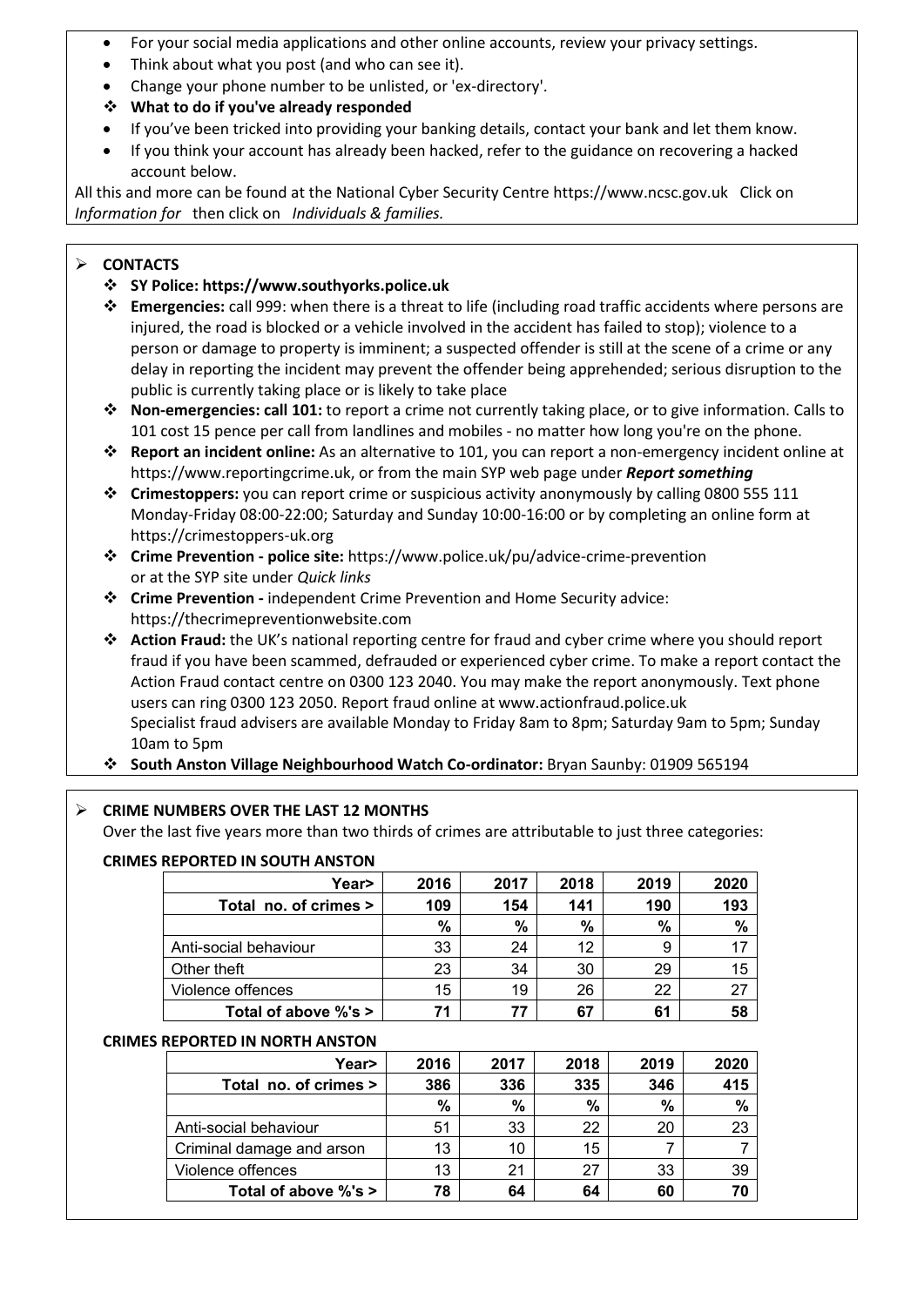- For your social media applications and other online accounts, review your privacy settings.
- Think about what you post (and who can see it).
- Change your phone number to be unlisted, or 'ex-directory'.
- **What to do if you've already responded**
- If you've been tricked into providing your banking details, contact your bank and let them know.
- If you think your account has already been hacked, refer to the guidance on recovering a hacked account below.

All this and more can be found at the National Cyber Security Centre https://www.ncsc.gov.uk Click on *Information for* then click on *Individuals & families.*

## CONTACTS

- **SY Police: https://www.southyorks.police.uk**
- **Emergencies:** call 999: when there is a threat to life (including road traffic accidents where persons are injured, the road is blocked or a vehicle involved in the accident has failed to stop); violence to a person or damage to property is imminent; a suspected offender is still at the scene of a crime or any delay in reporting the incident may prevent the offender being apprehended; serious disruption to the public is currently taking place or is likely to take place
- **Non-emergencies: call 101:** to report a crime not currently taking place, or to give information. Calls to 101 cost 15 pence per call from landlines and mobiles - no matter how long you're on the phone.
- **Report an incident online:** As an alternative to 101, you can report a non-emergency incident online at https://www.reportingcrime.uk, or from the main SYP web page under ***Report something***
- **Crimestoppers:** you can report crime or suspicious activity anonymously by calling 0800 555 111 Monday-Friday 08:00-22:00; Saturday and Sunday 10:00-16:00 or by completing an online form at https://crimestoppers-uk.org
- **Crime Prevention - police site:** https://www.police.uk/pu/advice-crime-prevention or at the SYP site under *Quick links*
- **Crime Prevention -** independent Crime Prevention and Home Security advice: https://thecrimepreventionwebsite.com
- **Action Fraud:** the UK's national reporting centre for fraud and cyber crime where you should report fraud if you have been scammed, defrauded or experienced cyber crime. To make a report contact the Action Fraud contact centre on 0300 123 2040. You may make the report anonymously. Text phone users can ring 0300 123 2050. Report fraud online at www.actionfraud.police.uk
  Specialist fraud advisers are available Monday to Friday 8am to 8pm; Saturday 9am to 5pm; Sunday 10am to 5pm
- **South Anston Village Neighbourhood Watch Co-ordinator:** Bryan Saunby: 01909 565194

## CRIME NUMBERS OVER THE LAST 12 MONTHS

Over the last five years more than two thirds of crimes are attributable to just three categories:

**CRIMES REPORTED IN SOUTH ANSTON**

| Year> | 2016 | 2017 | 2018 | 2019 | 2020 |
|---|---|---|---|---|---|
| **Total no. of crimes >** | **109** | **154** | **141** | **190** | **193** |
| | **%** | **%** | **%** | **%** | **%** |
| Anti-social behaviour | 33 | 24 | 12 | 9 | 17 |
| Other theft | 23 | 34 | 30 | 29 | 15 |
| Violence offences | 15 | 19 | 26 | 22 | 27 |
| **Total of above %'s >** | **71** | **77** | **67** | **61** | **58** |

**CRIMES REPORTED IN NORTH ANSTON**

| Year> | 2016 | 2017 | 2018 | 2019 | 2020 |
|---|---|---|---|---|---|
| **Total no. of crimes >** | **386** | **336** | **335** | **346** | **415** |
| | **%** | **%** | **%** | **%** | **%** |
| Anti-social behaviour | 51 | 33 | 22 | 20 | 23 |
| Criminal damage and arson | 13 | 10 | 15 | 7 | 7 |
| Violence offences | 13 | 21 | 27 | 33 | 39 |
| **Total of above %'s >** | **78** | **64** | **64** | **60** | **70** |